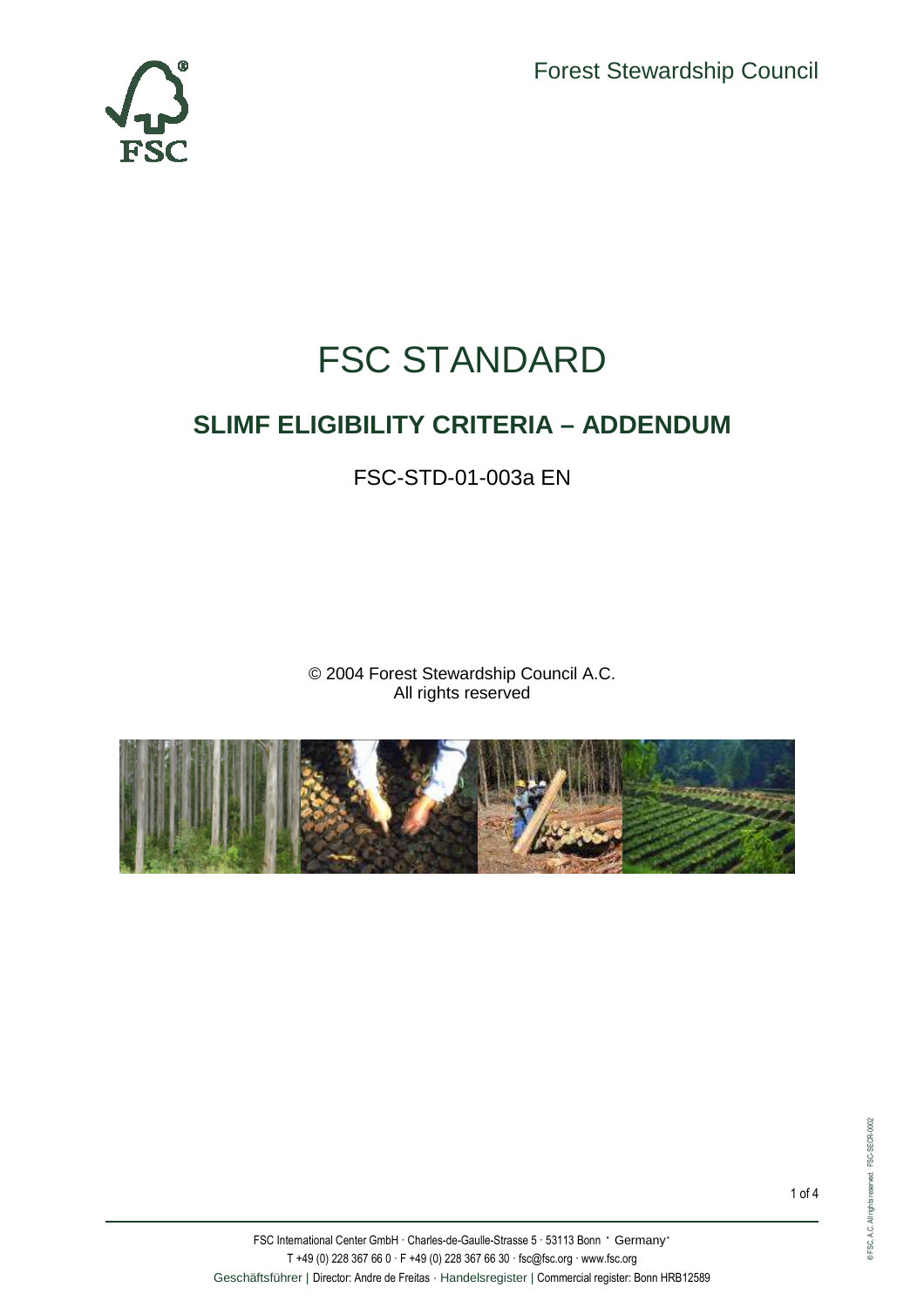Forest Stewardship Council

# FSC STANDARD

## SLIMF ELIGIBILITY CRITERIA – ADDENDUM

FSC-STD-01-003a EN

© 2004 Forest Stewardship Council A.C.
All rights reserved

FSC International Center GmbH · Charles-de-Gaulle-Strasse 5 · 53113 Bonn · Germany·
T +49 (0) 228 367 66 0 · F +49 (0) 228 367 66 30 · fsc@fsc.org · www.fsc.org
Geschäftsführer | Director: Andre de Freitas · Handelsregister | Commercial register: Bonn HRB12589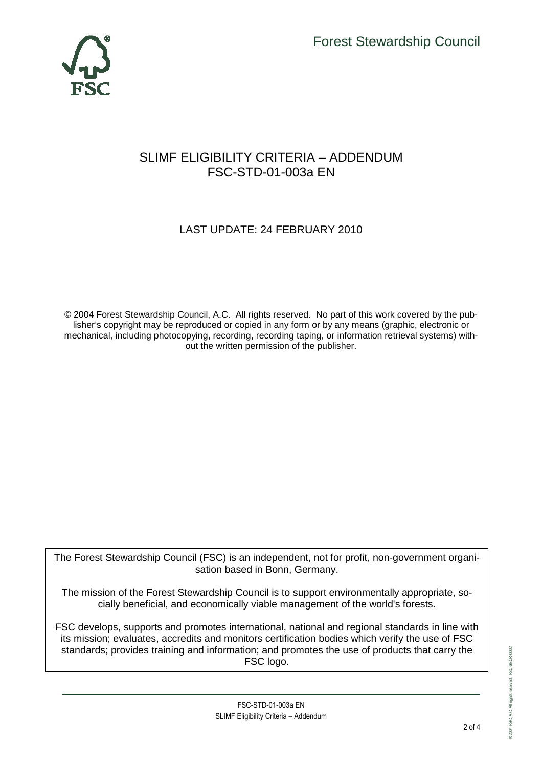Forest Stewardship Council

# SLIMF ELIGIBILITY CRITERIA – ADDENDUM
# FSC-STD-01-003a EN

LAST UPDATE: 24 FEBRUARY 2010

© 2004 Forest Stewardship Council, A.C. All rights reserved. No part of this work covered by the publisher's copyright may be reproduced or copied in any form or by any means (graphic, electronic or mechanical, including photocopying, recording, recording taping, or information retrieval systems) without the written permission of the publisher.

The Forest Stewardship Council (FSC) is an independent, not for profit, non-government organisation based in Bonn, Germany.

The mission of the Forest Stewardship Council is to support environmentally appropriate, socially beneficial, and economically viable management of the world's forests.

FSC develops, supports and promotes international, national and regional standards in line with its mission; evaluates, accredits and monitors certification bodies which verify the use of FSC standards; provides training and information; and promotes the use of products that carry the FSC logo.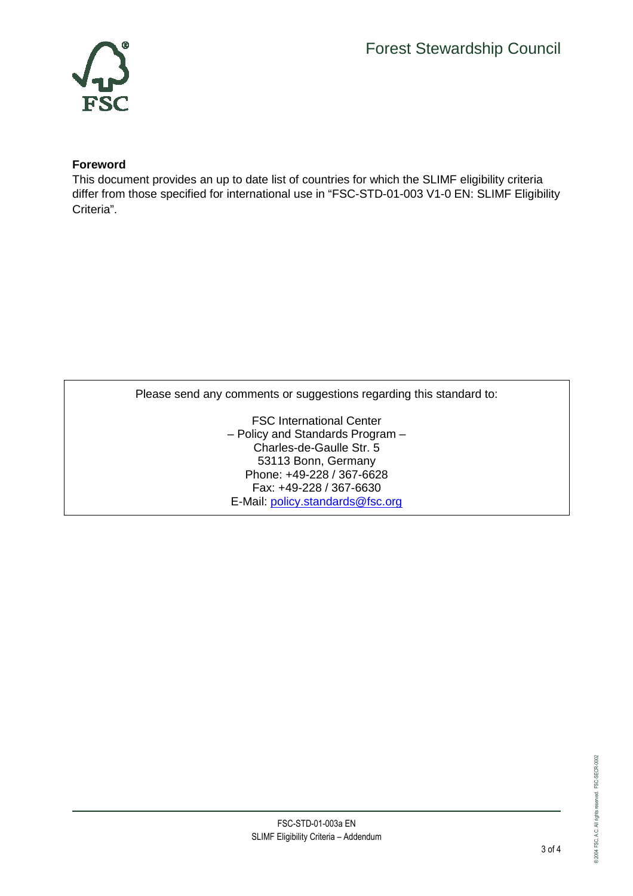**Foreword**

This document provides an up to date list of countries for which the SLIMF eligibility criteria differ from those specified for international use in "FSC-STD-01-003 V1-0 EN: SLIMF Eligibility Criteria".

Please send any comments or suggestions regarding this standard to:

FSC International Center
– Policy and Standards Program –
Charles-de-Gaulle Str. 5
53113 Bonn, Germany
Phone: +49-228 / 367-6628
Fax: +49-228 / 367-6630
E-Mail: policy.standards@fsc.org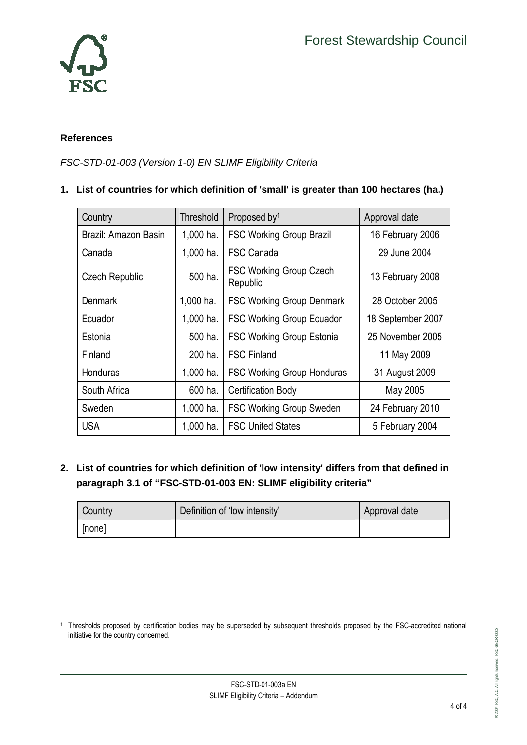**References**

*FSC-STD-01-003 (Version 1-0) EN SLIMF Eligibility Criteria*

**1. List of countries for which definition of 'small' is greater than 100 hectares (ha.)**

| Country | Threshold | Proposed by[1] | Approval date |
|---|---|---|---|
| Brazil: Amazon Basin | 1,000 ha. | FSC Working Group Brazil | 16 February 2006 |
| Canada | 1,000 ha. | FSC Canada | 29 June 2004 |
| Czech Republic | 500 ha. | FSC Working Group Czech Republic | 13 February 2008 |
| Denmark | 1,000 ha. | FSC Working Group Denmark | 28 October 2005 |
| Ecuador | 1,000 ha. | FSC Working Group Ecuador | 18 September 2007 |
| Estonia | 500 ha. | FSC Working Group Estonia | 25 November 2005 |
| Finland | 200 ha. | FSC Finland | 11 May 2009 |
| Honduras | 1,000 ha. | FSC Working Group Honduras | 31 August 2009 |
| South Africa | 600 ha. | Certification Body | May 2005 |
| Sweden | 1,000 ha. | FSC Working Group Sweden | 24 February 2010 |
| USA | 1,000 ha. | FSC United States | 5 February 2004 |

**2. List of countries for which definition of 'low intensity' differs from that defined in paragraph 3.1 of "FSC-STD-01-003 EN: SLIMF eligibility criteria"**

| Country | Definition of 'low intensity' | Approval date |
|---|---|---|
| [none] | | |

[1] Thresholds proposed by certification bodies may be superseded by subsequent thresholds proposed by the FSC-accredited national initiative for the country concerned.